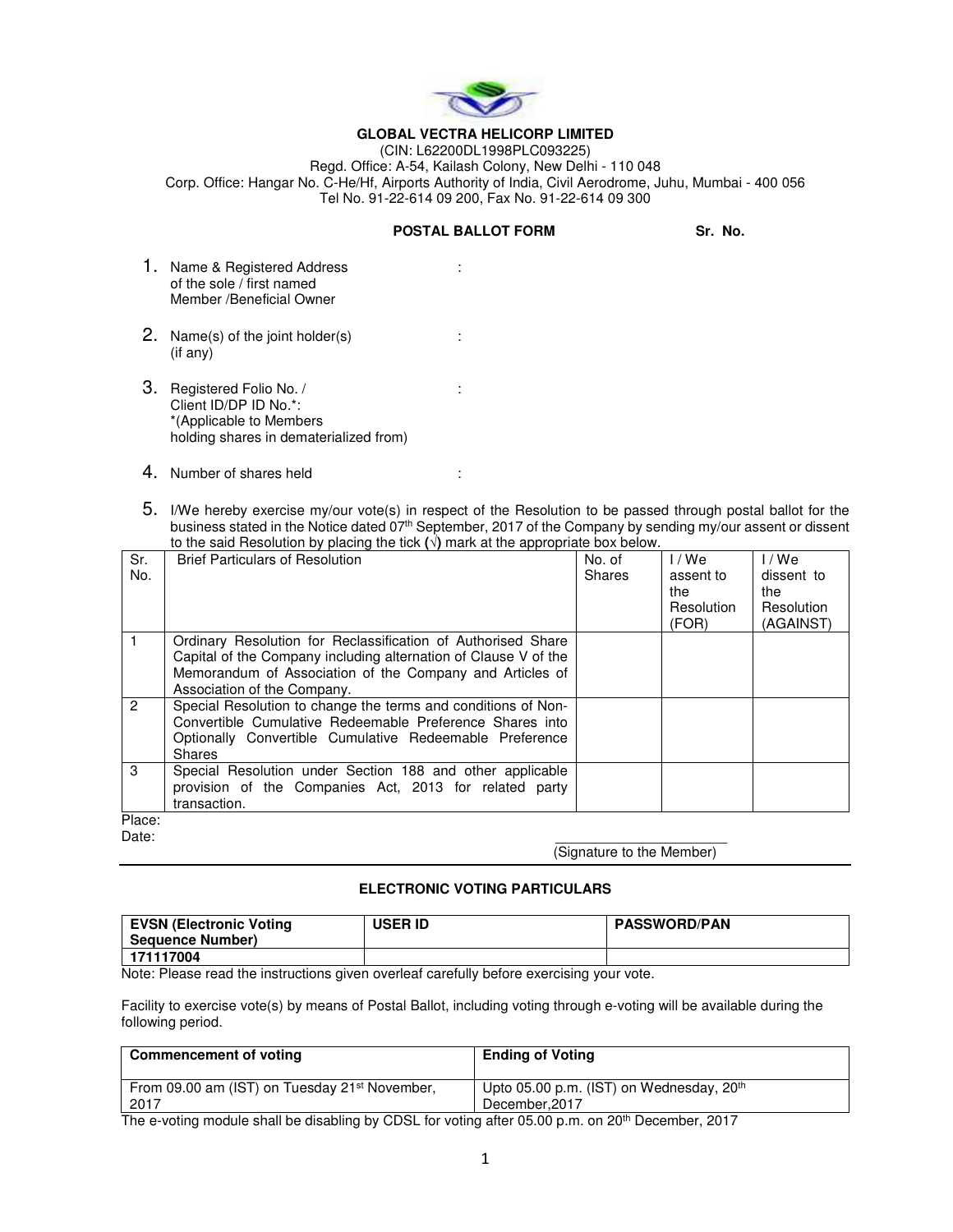**GLOBAL VECTRA HELICORP LIMITED**

(CIN: L62200DL1998PLC093225)
Regd. Office: A-54, Kailash Colony, New Delhi - 110 048
Corp. Office: Hangar No. C-He/Hf, Airports Authority of India, Civil Aerodrome, Juhu, Mumbai - 400 056
Tel No. 91-22-614 09 200, Fax No. 91-22-614 09 300

**POSTAL BALLOT FORM** **Sr. No.**

1. Name & Registered Address of the sole / first named Member /Beneficial Owner :

2. Name(s) of the joint holder(s) (if any) :

3. Registered Folio No. / Client ID/DP ID No.*: :
   *(Applicable to Members holding shares in dematerialized from)

4. Number of shares held :

5. I/We hereby exercise my/our vote(s) in respect of the Resolution to be passed through postal ballot for the business stated in the Notice dated 07th September, 2017 of the Company by sending my/our assent or dissent to the said Resolution by placing the tick (√) mark at the appropriate box below.

| Sr. No. | Brief Particulars of Resolution | No. of Shares | I / We assent to the Resolution (FOR) | I / We dissent to the Resolution (AGAINST) |
|---|---|---|---|---|
| 1 | Ordinary Resolution for Reclassification of Authorised Share Capital of the Company including alternation of Clause V of the Memorandum of Association of the Company and Articles of Association of the Company. | | | |
| 2 | Special Resolution to change the terms and conditions of Non-Convertible Cumulative Redeemable Preference Shares into Optionally Convertible Cumulative Redeemable Preference Shares | | | |
| 3 | Special Resolution under Section 188 and other applicable provision of the Companies Act, 2013 for related party transaction. | | | |

Place:

Date:

(Signature to the Member)

**ELECTRONIC VOTING PARTICULARS**

| EVSN (Electronic Voting Sequence Number) | USER ID | PASSWORD/PAN |
|---|---|---|
| **171117004** | | |

Note: Please read the instructions given overleaf carefully before exercising your vote.

Facility to exercise vote(s) by means of Postal Ballot, including voting through e-voting will be available during the following period.

| Commencement of voting | Ending of Voting |
|---|---|
| From 09.00 am (IST) on Tuesday 21st November, 2017 | Upto 05.00 p.m. (IST) on Wednesday, 20th December,2017 |

The e-voting module shall be disabling by CDSL for voting after 05.00 p.m. on 20th December, 2017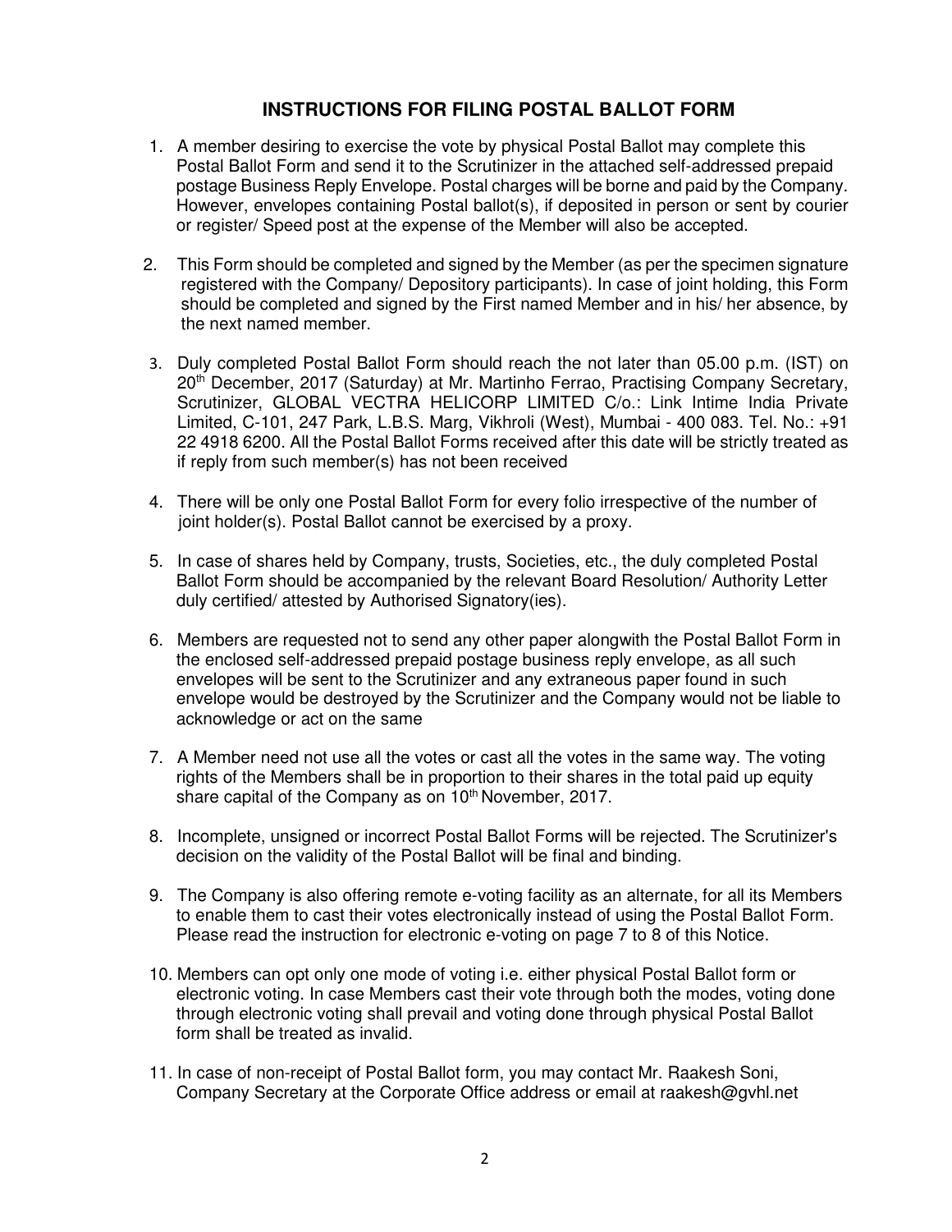## INSTRUCTIONS FOR FILING POSTAL BALLOT FORM

1. A member desiring to exercise the vote by physical Postal Ballot may complete this Postal Ballot Form and send it to the Scrutinizer in the attached self-addressed prepaid postage Business Reply Envelope. Postal charges will be borne and paid by the Company. However, envelopes containing Postal ballot(s), if deposited in person or sent by courier or register/ Speed post at the expense of the Member will also be accepted.

2. This Form should be completed and signed by the Member (as per the specimen signature registered with the Company/ Depository participants). In case of joint holding, this Form should be completed and signed by the First named Member and in his/ her absence, by the next named member.

3. Duly completed Postal Ballot Form should reach the not later than 05.00 p.m. (IST) on 20th December, 2017 (Saturday) at Mr. Martinho Ferrao, Practising Company Secretary, Scrutinizer, GLOBAL VECTRA HELICORP LIMITED C/o.: Link Intime India Private Limited, C-101, 247 Park, L.B.S. Marg, Vikhroli (West), Mumbai - 400 083. Tel. No.: +91 22 4918 6200. All the Postal Ballot Forms received after this date will be strictly treated as if reply from such member(s) has not been received

4. There will be only one Postal Ballot Form for every folio irrespective of the number of joint holder(s). Postal Ballot cannot be exercised by a proxy.

5. In case of shares held by Company, trusts, Societies, etc., the duly completed Postal Ballot Form should be accompanied by the relevant Board Resolution/ Authority Letter duly certified/ attested by Authorised Signatory(ies).

6. Members are requested not to send any other paper alongwith the Postal Ballot Form in the enclosed self-addressed prepaid postage business reply envelope, as all such envelopes will be sent to the Scrutinizer and any extraneous paper found in such envelope would be destroyed by the Scrutinizer and the Company would not be liable to acknowledge or act on the same

7. A Member need not use all the votes or cast all the votes in the same way. The voting rights of the Members shall be in proportion to their shares in the total paid up equity share capital of the Company as on 10th November, 2017.

8. Incomplete, unsigned or incorrect Postal Ballot Forms will be rejected. The Scrutinizer's decision on the validity of the Postal Ballot will be final and binding.

9. The Company is also offering remote e-voting facility as an alternate, for all its Members to enable them to cast their votes electronically instead of using the Postal Ballot Form. Please read the instruction for electronic e-voting on page 7 to 8 of this Notice.

10. Members can opt only one mode of voting i.e. either physical Postal Ballot form or electronic voting. In case Members cast their vote through both the modes, voting done through electronic voting shall prevail and voting done through physical Postal Ballot form shall be treated as invalid.

11. In case of non-receipt of Postal Ballot form, you may contact Mr. Raakesh Soni, Company Secretary at the Corporate Office address or email at raakesh@gvhl.net